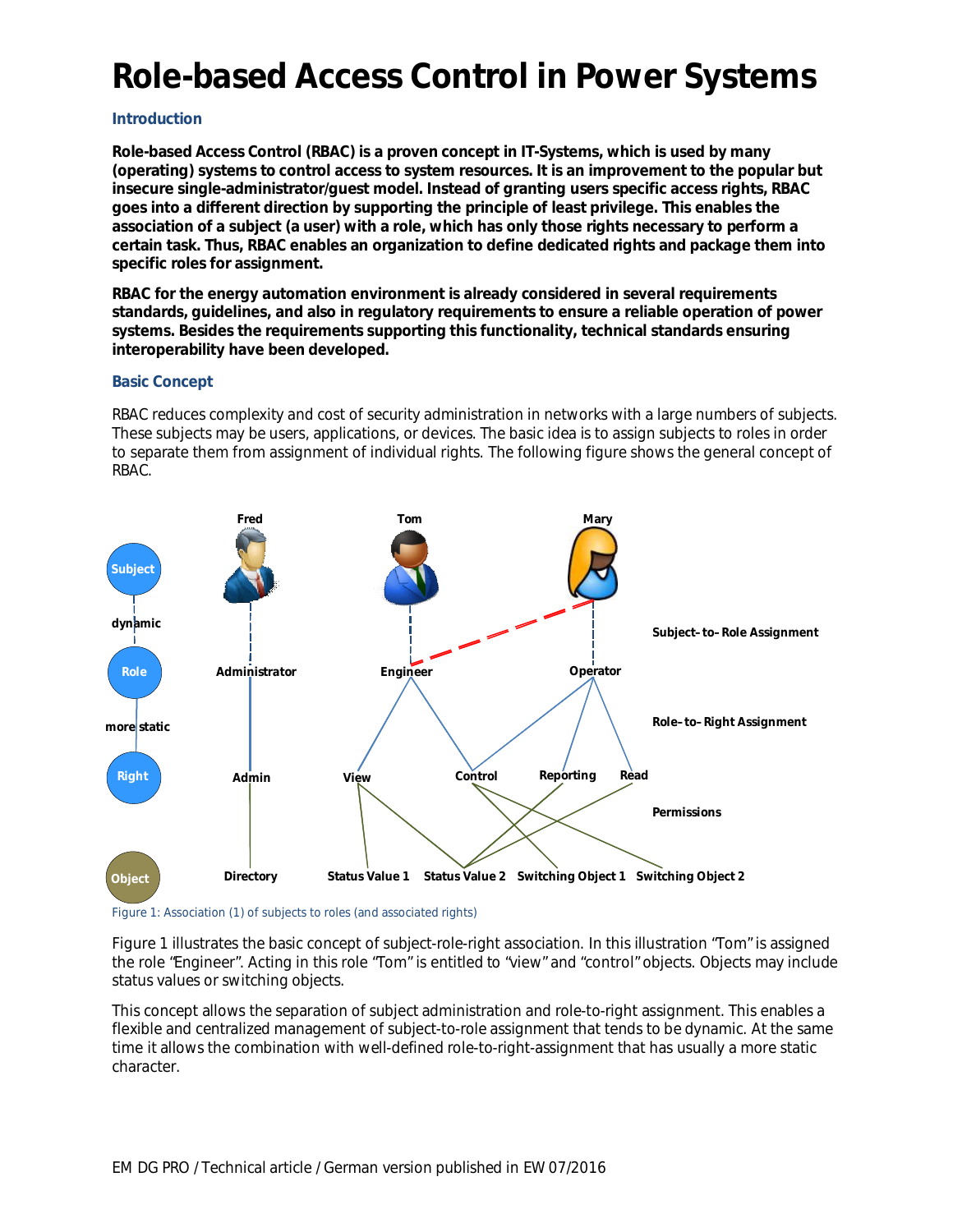# Role-based Access Control in Power Systems

## Introduction

**Role-based Access Control (RBAC) is a proven concept in IT-Systems, which is used by many (operating) systems to control access to system resources. It is an improvement to the popular but insecure single-administrator/guest model. Instead of granting users specific access rights, RBAC goes into a different direction by supporting the principle of least privilege. This enables the association of a subject (a user) with a role, which has only those rights necessary to perform a certain task. Thus, RBAC enables an organization to define dedicated rights and package them into specific roles for assignment.**

**RBAC for the energy automation environment is already considered in several requirements standards, guidelines, and also in regulatory requirements to ensure a reliable operation of power systems. Besides the requirements supporting this functionality, technical standards ensuring interoperability have been developed.**

## Basic Concept

RBAC reduces complexity and cost of security administration in networks with a large numbers of subjects. These subjects may be users, applications, or devices. The basic idea is to assign subjects to roles in order to separate them from assignment of individual rights. The following figure shows the general concept of RBAC.

Figure 1: Association (1) of subjects to roles (and associated rights)

Figure 1 illustrates the basic concept of subject-role-right association. In this illustration "Tom" is assigned the role "Engineer". Acting in this role "Tom" is entitled to "view" and "control" objects. Objects may include status values or switching objects.

This concept allows the separation of subject administration and role-to-right assignment. This enables a flexible and centralized management of subject-to-role assignment that tends to be dynamic. At the same time it allows the combination with well-defined role-to-right-assignment that has usually a more static character.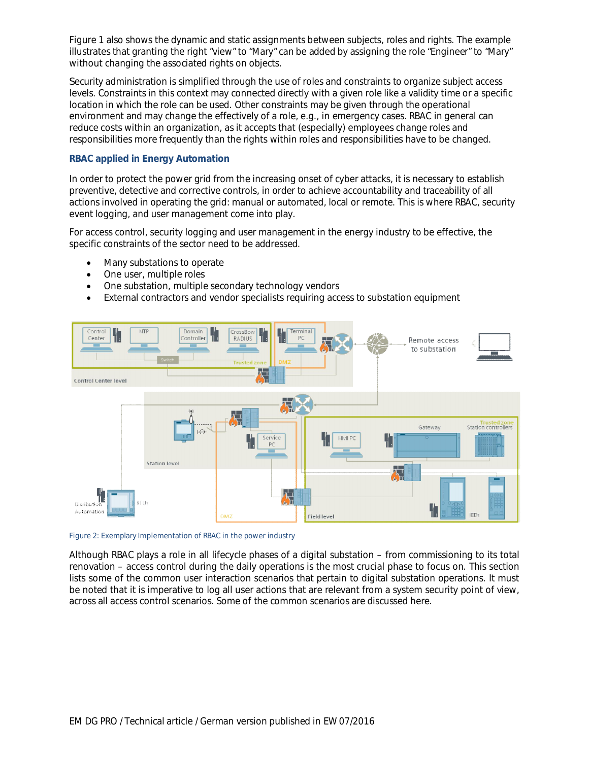Figure 1 also shows the dynamic and static assignments between subjects, roles and rights. The example illustrates that granting the right "view" to "Mary" can be added by assigning the role "Engineer" to "Mary" without changing the associated rights on objects.

Security administration is simplified through the use of roles and constraints to organize subject access levels. Constraints in this context may connected directly with a given role like a validity time or a specific location in which the role can be used. Other constraints may be given through the operational environment and may change the effectively of a role, e.g., in emergency cases. RBAC in general can reduce costs within an organization, as it accepts that (especially) employees change roles and responsibilities more frequently than the rights within roles and responsibilities have to be changed.

### RBAC applied in Energy Automation

In order to protect the power grid from the increasing onset of cyber attacks, it is necessary to establish preventive, detective and corrective controls, in order to achieve accountability and traceability of all actions involved in operating the grid: manual or automated, local or remote. This is where RBAC, security event logging, and user management come into play.

For access control, security logging and user management in the energy industry to be effective, the specific constraints of the sector need to be addressed.

- Many substations to operate
- One user, multiple roles
- One substation, multiple secondary technology vendors
- External contractors and vendor specialists requiring access to substation equipment

Figure 2: Exemplary Implementation of RBAC in the power industry

Although RBAC plays a role in all lifecycle phases of a digital substation – from commissioning to its total renovation – access control during the daily operations is the most crucial phase to focus on. This section lists some of the common user interaction scenarios that pertain to digital substation operations. It must be noted that it is imperative to log all user actions that are relevant from a system security point of view, across all access control scenarios. Some of the common scenarios are discussed here.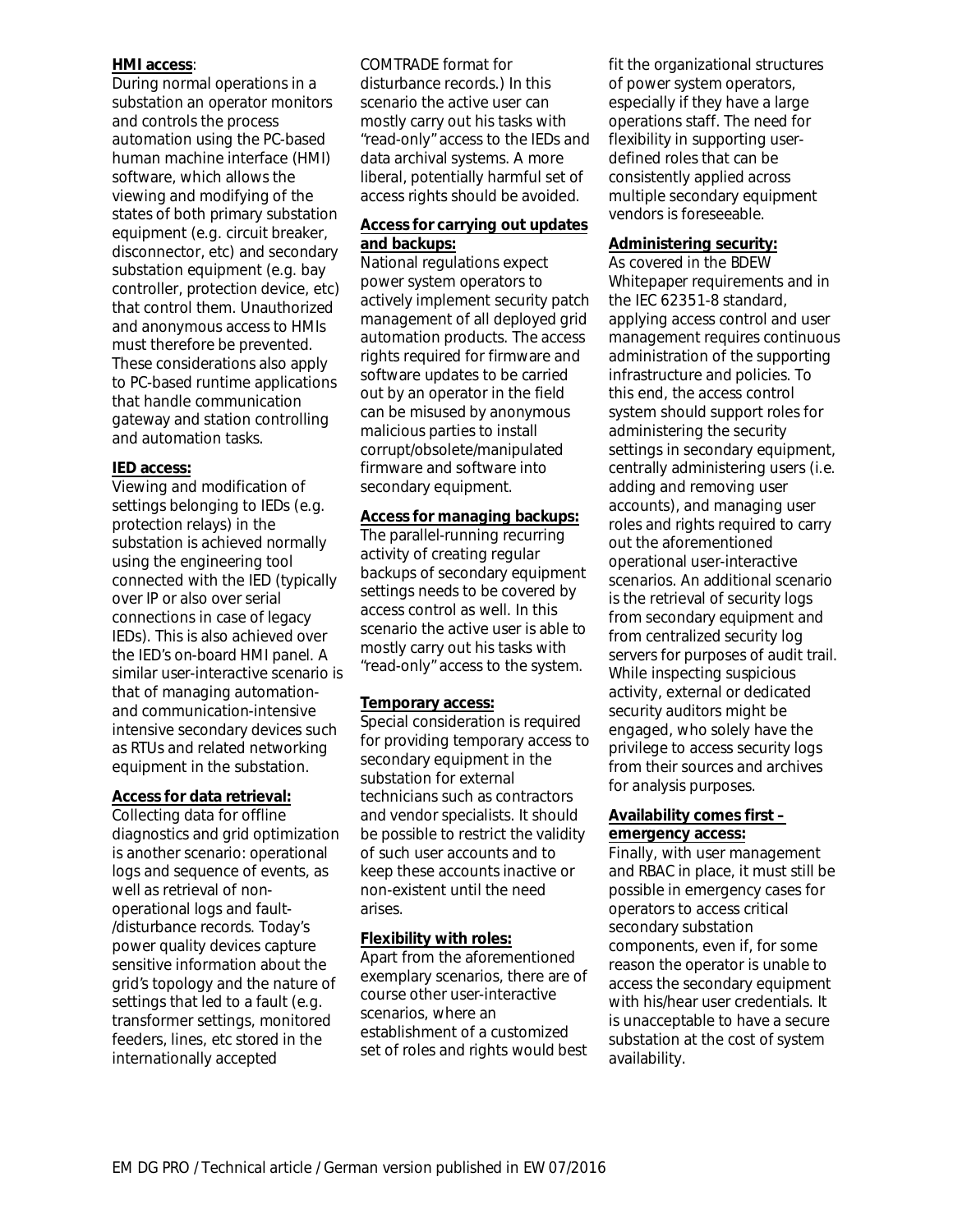**HMI access**:

During normal operations in a substation an operator monitors and controls the process automation using the PC-based human machine interface (HMI) software, which allows the viewing and modifying of the states of both primary substation equipment (e.g. circuit breaker, disconnector, etc) and secondary substation equipment (e.g. bay controller, protection device, etc) that control them. Unauthorized and anonymous access to HMIs must therefore be prevented. These considerations also apply to PC-based runtime applications that handle communication gateway and station controlling and automation tasks.

**IED access:**

Viewing and modification of settings belonging to IEDs (e.g. protection relays) in the substation is achieved normally using the engineering tool connected with the IED (typically over IP or also over serial connections in case of legacy IEDs). This is also achieved over the IED's on-board HMI panel. A similar user-interactive scenario is that of managing automation- and communication-intensive intensive secondary devices such as RTUs and related networking equipment in the substation.

**Access for data retrieval:**

Collecting data for offline diagnostics and grid optimization is another scenario: operational logs and sequence of events, as well as retrieval of non-operational logs and fault-/disturbance records. Today's power quality devices capture sensitive information about the grid's topology and the nature of settings that led to a fault (e.g. transformer settings, monitored feeders, lines, etc stored in the internationally accepted COMTRADE format for disturbance records.) In this scenario the active user can mostly carry out his tasks with "read-only" access to the IEDs and data archival systems. A more liberal, potentially harmful set of access rights should be avoided.

**Access for carrying out updates and backups:**

National regulations expect power system operators to actively implement security patch management of all deployed grid automation products. The access rights required for firmware and software updates to be carried out by an operator in the field can be misused by anonymous malicious parties to install corrupt/obsolete/manipulated firmware and software into secondary equipment.

**Access for managing backups:**

The parallel-running recurring activity of creating regular backups of secondary equipment settings needs to be covered by access control as well. In this scenario the active user is able to mostly carry out his tasks with "read-only" access to the system.

**Temporary access:**

Special consideration is required for providing temporary access to secondary equipment in the substation for external technicians such as contractors and vendor specialists. It should be possible to restrict the validity of such user accounts and to keep these accounts inactive or non-existent until the need arises.

**Flexibility with roles:**

Apart from the aforementioned exemplary scenarios, there are of course other user-interactive scenarios, where an establishment of a customized set of roles and rights would best fit the organizational structures of power system operators, especially if they have a large operations staff. The need for flexibility in supporting user-defined roles that can be consistently applied across multiple secondary equipment vendors is foreseeable.

**Administering security:**

As covered in the BDEW Whitepaper requirements and in the IEC 62351-8 standard, applying access control and user management requires continuous administration of the supporting infrastructure and policies. To this end, the access control system should support roles for administering the security settings in secondary equipment, centrally administering users (i.e. adding and removing user accounts), and managing user roles and rights required to carry out the aforementioned operational user-interactive scenarios. An additional scenario is the retrieval of security logs from secondary equipment and from centralized security log servers for purposes of audit trail. While inspecting suspicious activity, external or dedicated security auditors might be engaged, who solely have the privilege to access security logs from their sources and archives for analysis purposes.

**Availability comes first – emergency access:**

Finally, with user management and RBAC in place, it must still be possible in emergency cases for operators to access critical secondary substation components, even if, for some reason the operator is unable to access the secondary equipment with his/hear user credentials. It is unacceptable to have a secure substation at the cost of system availability.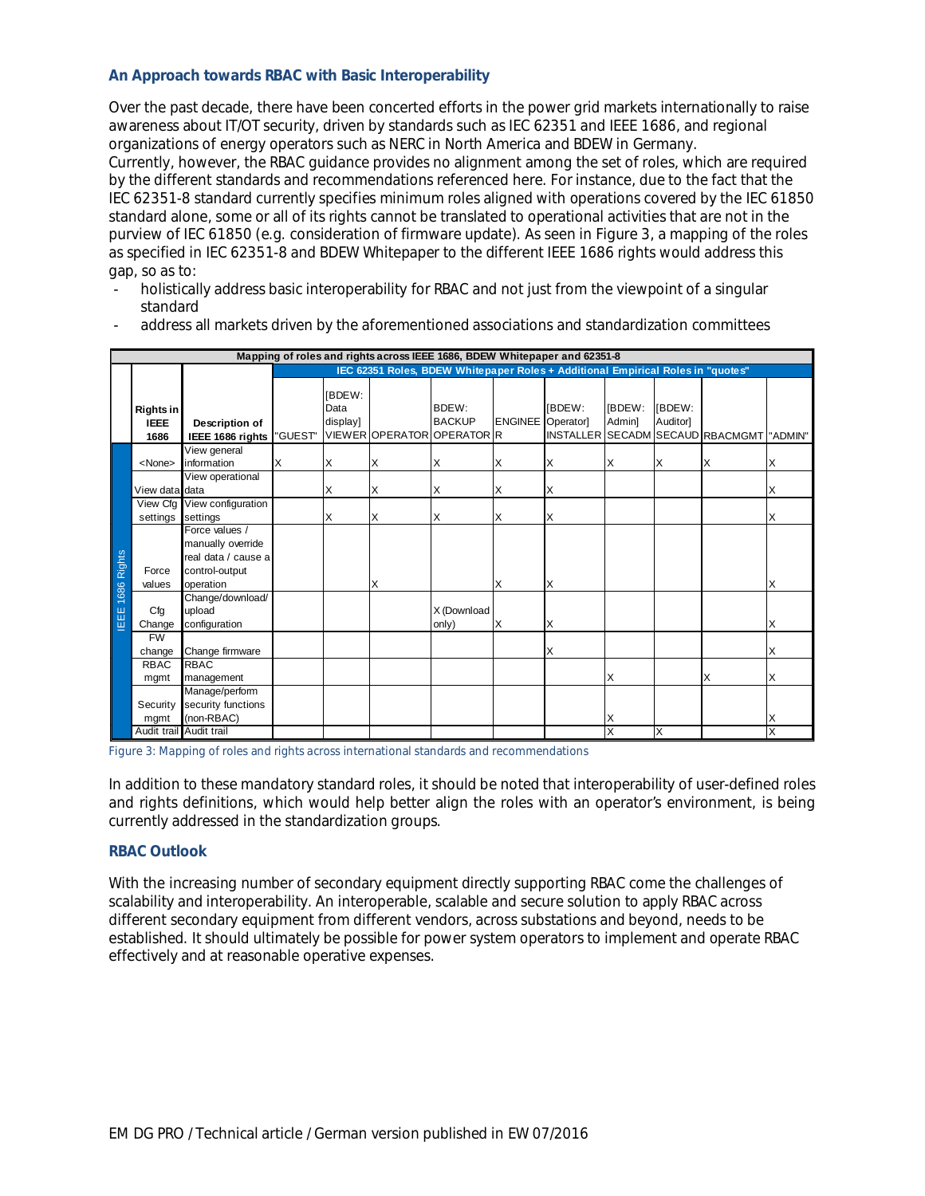### An Approach towards RBAC with Basic Interoperability

Over the past decade, there have been concerted efforts in the power grid markets internationally to raise awareness about IT/OT security, driven by standards such as IEC 62351 and IEEE 1686, and regional organizations of energy operators such as NERC in North America and BDEW in Germany.
Currently, however, the RBAC guidance provides no alignment among the set of roles, which are required by the different standards and recommendations referenced here. For instance, due to the fact that the IEC 62351-8 standard currently specifies minimum roles aligned with operations covered by the IEC 61850 standard alone, some or all of its rights cannot be translated to operational activities that are not in the purview of IEC 61850 (e.g. consideration of firmware update). As seen in Figure 3, a mapping of the roles as specified in IEC 62351-8 and BDEW Whitepaper to the different IEEE 1686 rights would address this gap, so as to:

- holistically address basic interoperability for RBAC and not just from the viewpoint of a singular standard
- address all markets driven by the aforementioned associations and standardization committees

| Mapping of roles and rights across IEEE 1686, BDEW Whitepaper and 62351-8 | | | | | | | | | | | | |
|---|---|---|---|---|---|---|---|---|---|---|---|---|
| | | | IEC 62351 Roles, BDEW Whitepaper Roles + Additional Empirical Roles in "quotes" | | | | | | | | | |
| | Rights in IEEE 1686 | Description of IEEE 1686 rights | "GUEST" | [BDEW: Data display] VIEWER | OPERATOR | BDEW: BACKUP OPERATOR | ENGINEER | [BDEW: Operator] INSTALLER | [BDEW: Admin] SECADM | [BDEW: Auditor] SECAUD | RBACMGMT | "ADMIN" |
| IEEE 1686 Rights | <None> | View general information | X | X | X | X | X | X | X | X | X | X |
| | View data | View operational data | | X | X | X | X | X | | | | X |
| | View Cfg settings | View configuration settings | | X | X | X | X | X | | | | X |
| | Force values | Force values / manually override real data / cause a control-output operation | | | X | | X | X | | | | X |
| | Cfg Change | Change/download/ upload configuration | | | | X (Download only) | X | X | | | | X |
| | FW change | Change firmware | | | | | | X | | | | X |
| | RBAC mgmt | RBAC management | | | | | | | X | | X | X |
| | Security mgmt | Manage/perform security functions (non-RBAC) | | | | | | | X | | | X |
| | Audit trail | Audit trail | | | | | | | X | X | | X |

Figure 3: Mapping of roles and rights across international standards and recommendations

In addition to these mandatory standard roles, it should be noted that interoperability of user-defined roles and rights definitions, which would help better align the roles with an operator's environment, is being currently addressed in the standardization groups.

### RBAC Outlook

With the increasing number of secondary equipment directly supporting RBAC come the challenges of scalability and interoperability. An interoperable, scalable and secure solution to apply RBAC across different secondary equipment from different vendors, across substations and beyond, needs to be established. It should ultimately be possible for power system operators to implement and operate RBAC effectively and at reasonable operative expenses.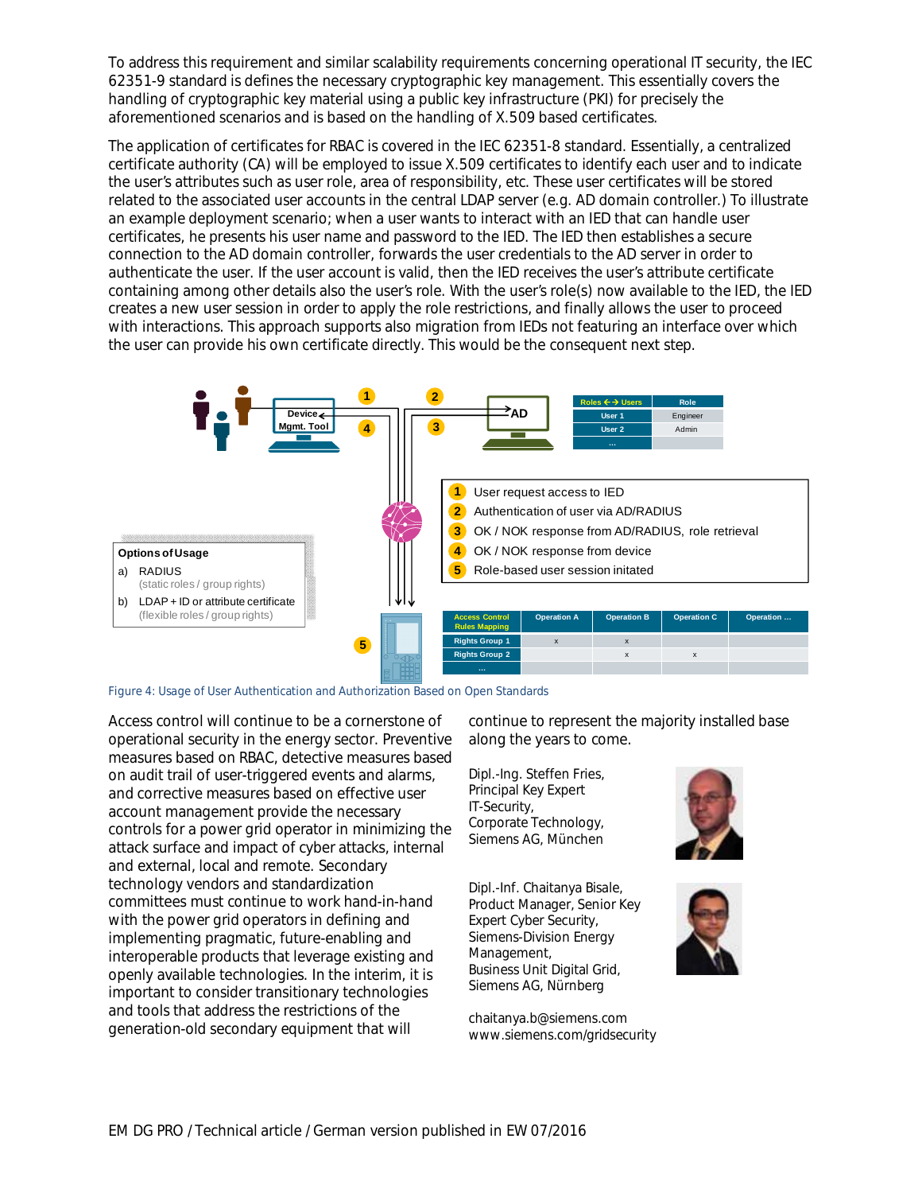To address this requirement and similar scalability requirements concerning operational IT security, the IEC 62351-9 standard is defines the necessary cryptographic key management. This essentially covers the handling of cryptographic key material using a public key infrastructure (PKI) for precisely the aforementioned scenarios and is based on the handling of X.509 based certificates.

The application of certificates for RBAC is covered in the IEC 62351-8 standard. Essentially, a centralized certificate authority (CA) will be employed to issue X.509 certificates to identify each user and to indicate the user's attributes such as user role, area of responsibility, etc. These user certificates will be stored related to the associated user accounts in the central LDAP server (e.g. AD domain controller.) To illustrate an example deployment scenario; when a user wants to interact with an IED that can handle user certificates, he presents his user name and password to the IED. The IED then establishes a secure connection to the AD domain controller, forwards the user credentials to the AD server in order to authenticate the user. If the user account is valid, then the IED receives the user's attribute certificate containing among other details also the user's role. With the user's role(s) now available to the IED, the IED creates a new user session in order to apply the role restrictions, and finally allows the user to proceed with interactions. This approach supports also migration from IEDs not featuring an interface over which the user can provide his own certificate directly. This would be the consequent next step.

Device Mgmt. Tool

AD

| Roles ←→ Users | Role |
|---|---|
| User 1 | Engineer |
| User 2 | Admin |
| ... | |

1 User request access to IED
2 Authentication of user via AD/RADIUS
3 OK / NOK response from AD/RADIUS, role retrieval
4 OK / NOK response from device
5 Role-based user session initated

**Options of Usage**
a) RADIUS (static roles / group rights)
b) LDAP + ID or attribute certificate (flexible roles / group rights)

| Access Control Rules Mapping | Operation A | Operation B | Operation C | Operation ... |
|---|---|---|---|---|
| Rights Group 1 | x | x | | |
| Rights Group 2 | | x | x | |
| ... | | | | |

Figure 4: Usage of User Authentication and Authorization Based on Open Standards

Access control will continue to be a cornerstone of operational security in the energy sector. Preventive measures based on RBAC, detective measures based on audit trail of user-triggered events and alarms, and corrective measures based on effective user account management provide the necessary controls for a power grid operator in minimizing the attack surface and impact of cyber attacks, internal and external, local and remote. Secondary technology vendors and standardization committees must continue to work hand-in-hand with the power grid operators in defining and implementing pragmatic, future-enabling and interoperable products that leverage existing and openly available technologies. In the interim, it is important to consider transitional technologies and tools that address the restrictions of the generation-old secondary equipment that will continue to represent the majority installed base along the years to come.

Dipl.-Ing. Steffen Fries,
Principal Key Expert
IT-Security,
Corporate Technology,
Siemens AG, München

Dipl.-Inf. Chaitanya Bisale,
Product Manager, Senior Key Expert Cyber Security,
Siemens-Division Energy Management,
Business Unit Digital Grid,
Siemens AG, Nürnberg

chaitanya.b@siemens.com
www.siemens.com/gridsecurity

EM DG PRO / Technical article / German version published in EW 07/2016